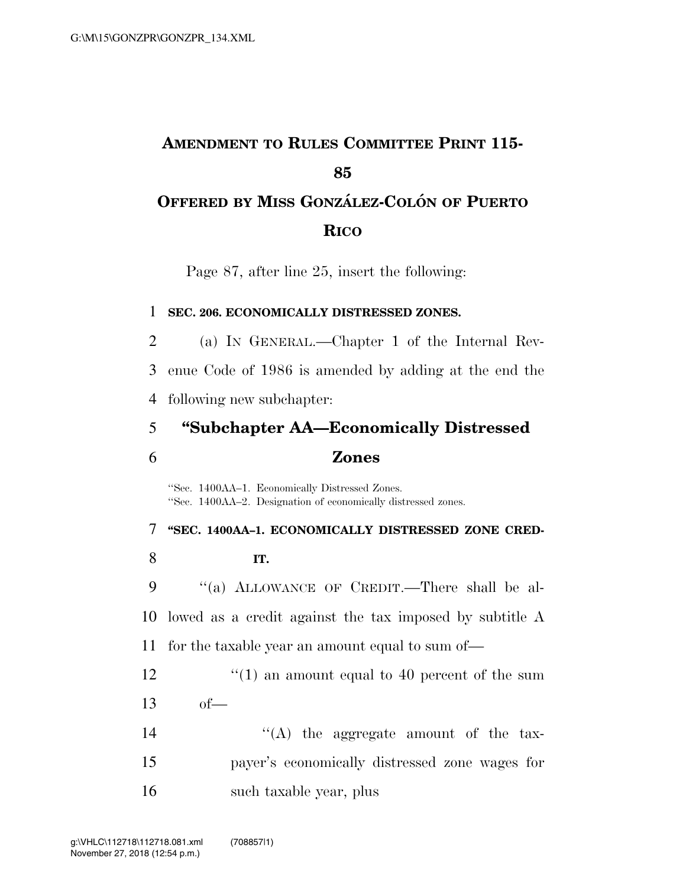# AMENDMENT TO RULES COMMITTEE PRINT 115-85

## OFFERED BY MISS GONZÁLEZ-COLÓN OF PUERTO RICO

Page 87, after line 25, insert the following:

1 **SEC. 206. ECONOMICALLY DISTRESSED ZONES.**

2 (a) IN GENERAL.—Chapter 1 of the Internal Rev-
3 enue Code of 1986 is amended by adding at the end the
4 following new subchapter:

5 **"Subchapter AA—Economically Distressed**
6 **Zones**

"Sec. 1400AA–1. Economically Distressed Zones.
"Sec. 1400AA–2. Designation of economically distressed zones.

7 **"SEC. 1400AA–1. ECONOMICALLY DISTRESSED ZONE CRED-**
8 **IT.**

9 "(a) ALLOWANCE OF CREDIT.—There shall be al-
10 lowed as a credit against the tax imposed by subtitle A
11 for the taxable year an amount equal to sum of—

12 "(1) an amount equal to 40 percent of the sum
13 of—

14 "(A) the aggregate amount of the tax-
15 payer's economically distressed zone wages for
16 such taxable year, plus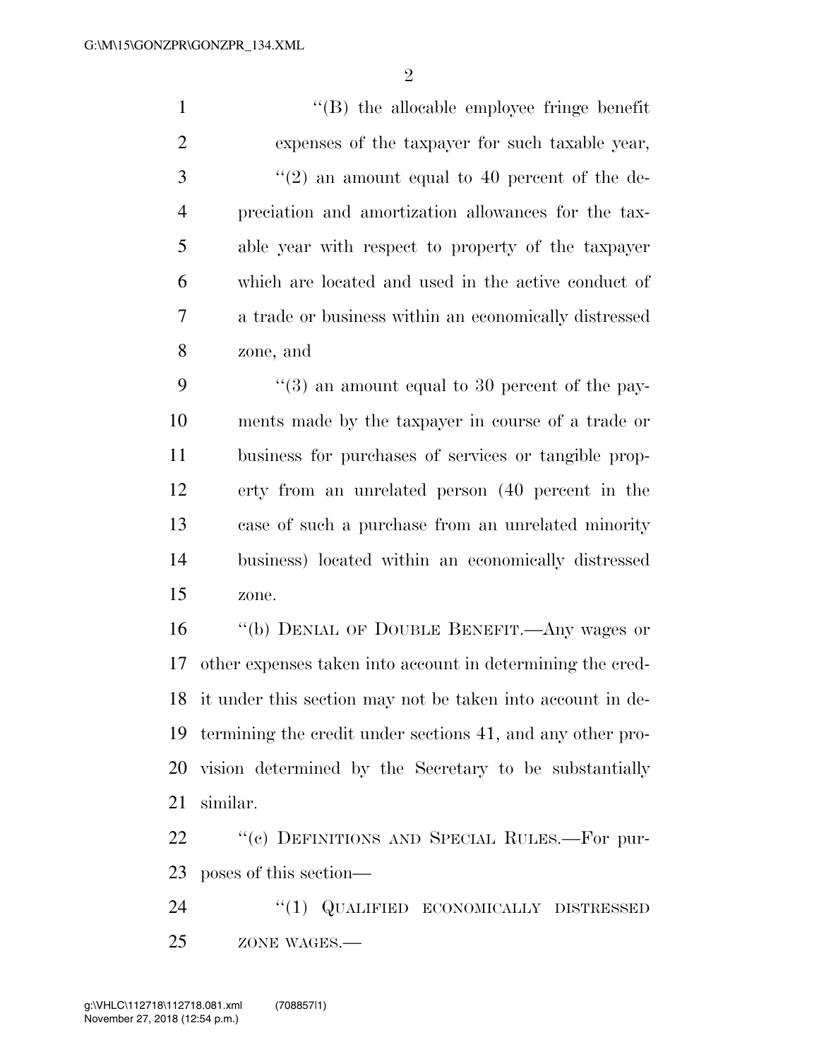"(B) the allocable employee fringe benefit expenses of the taxpayer for such taxable year,

"(2) an amount equal to 40 percent of the depreciation and amortization allowances for the taxable year with respect to property of the taxpayer which are located and used in the active conduct of a trade or business within an economically distressed zone, and

"(3) an amount equal to 30 percent of the payments made by the taxpayer in course of a trade or business for purchases of services or tangible property from an unrelated person (40 percent in the case of such a purchase from an unrelated minority business) located within an economically distressed zone.

"(b) DENIAL OF DOUBLE BENEFIT.—Any wages or other expenses taken into account in determining the credit under this section may not be taken into account in determining the credit under sections 41, and any other provision determined by the Secretary to be substantially similar.

"(c) DEFINITIONS AND SPECIAL RULES.—For purposes of this section—

"(1) QUALIFIED ECONOMICALLY DISTRESSED ZONE WAGES.—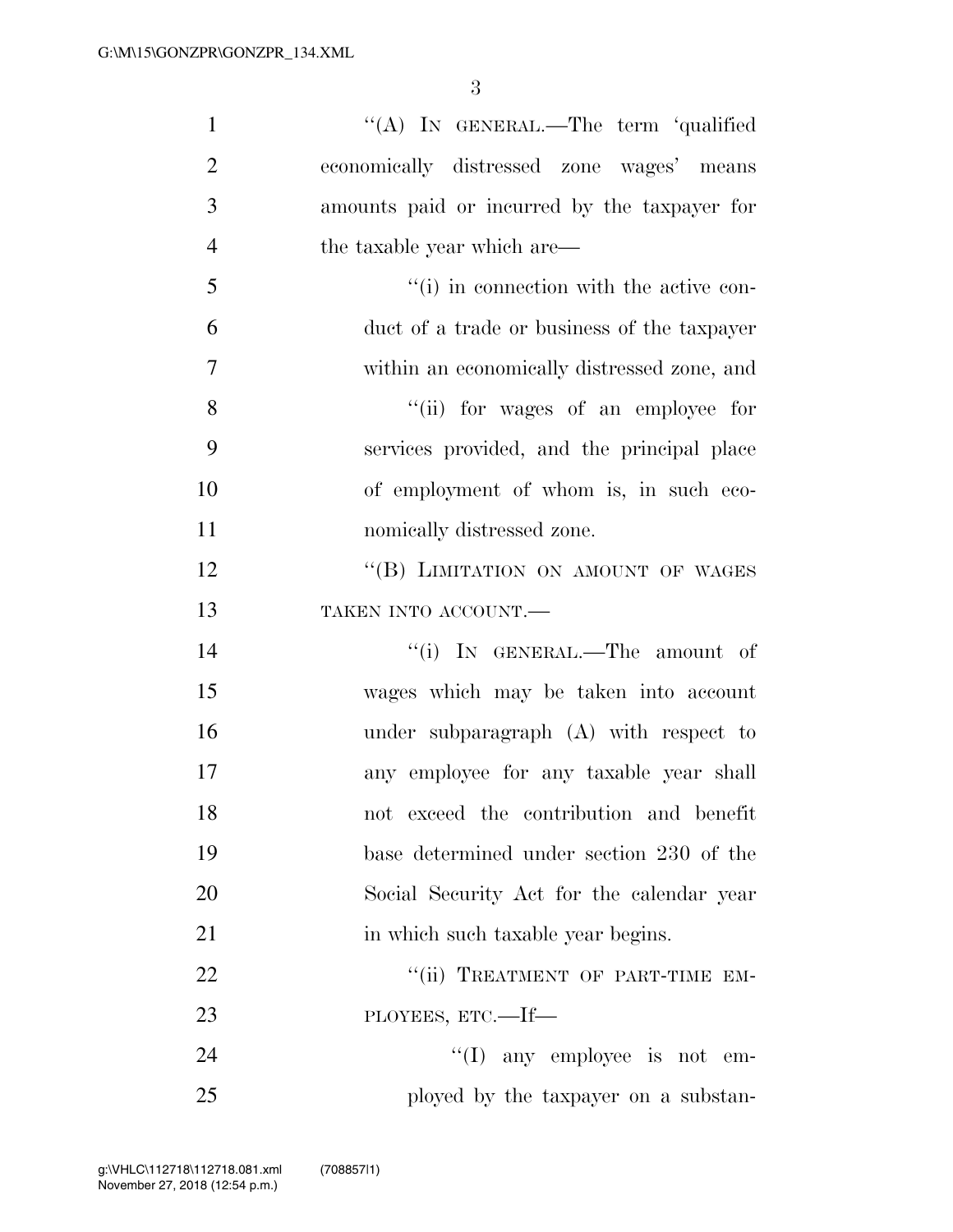"(A) IN GENERAL.—The term 'qualified economically distressed zone wages' means amounts paid or incurred by the taxpayer for the taxable year which are—

"(i) in connection with the active conduct of a trade or business of the taxpayer within an economically distressed zone, and

"(ii) for wages of an employee for services provided, and the principal place of employment of whom is, in such economically distressed zone.

"(B) LIMITATION ON AMOUNT OF WAGES TAKEN INTO ACCOUNT.—

"(i) IN GENERAL.—The amount of wages which may be taken into account under subparagraph (A) with respect to any employee for any taxable year shall not exceed the contribution and benefit base determined under section 230 of the Social Security Act for the calendar year in which such taxable year begins.

"(ii) TREATMENT OF PART-TIME EMPLOYEES, ETC.—If—

"(I) any employee is not employed by the taxpayer on a substan-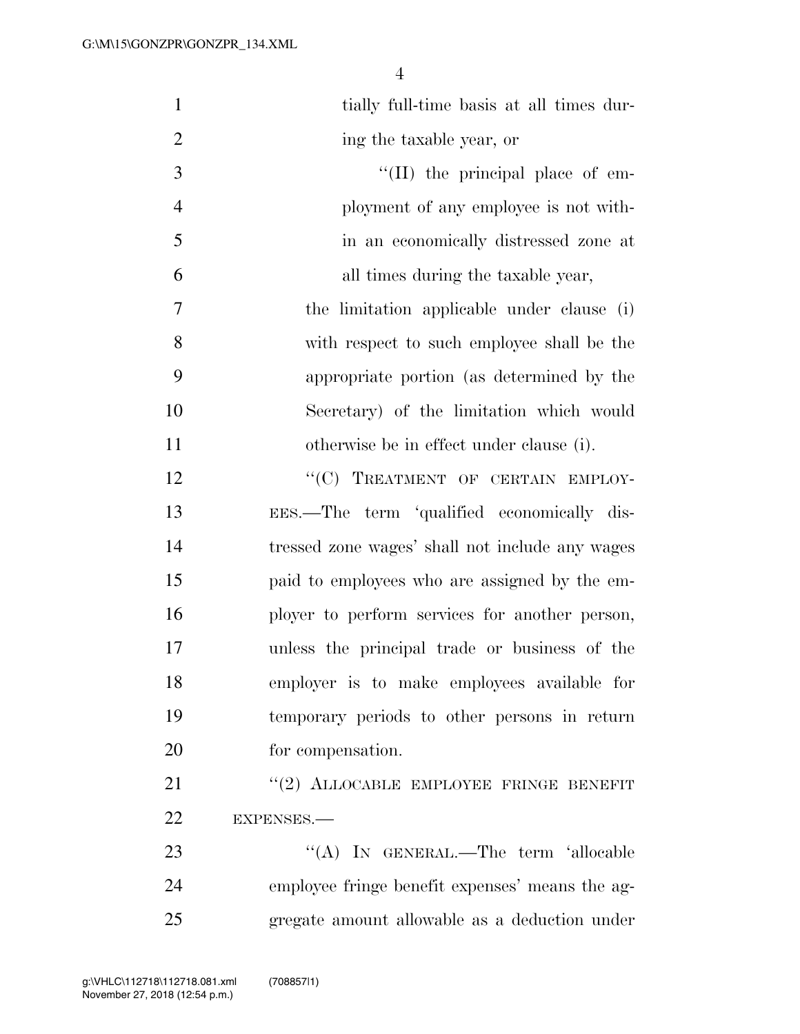tially full-time basis at all times during the taxable year, or

''(II) the principal place of employment of any employee is not within an economically distressed zone at all times during the taxable year,

the limitation applicable under clause (i) with respect to such employee shall be the appropriate portion (as determined by the Secretary) of the limitation which would otherwise be in effect under clause (i).

''(C) TREATMENT OF CERTAIN EMPLOYEES.—The term 'qualified economically distressed zone wages' shall not include any wages paid to employees who are assigned by the employer to perform services for another person, unless the principal trade or business of the employer is to make employees available for temporary periods to other persons in return for compensation.

''(2) ALLOCABLE EMPLOYEE FRINGE BENEFIT EXPENSES.—

''(A) IN GENERAL.—The term 'allocable employee fringe benefit expenses' means the aggregate amount allowable as a deduction under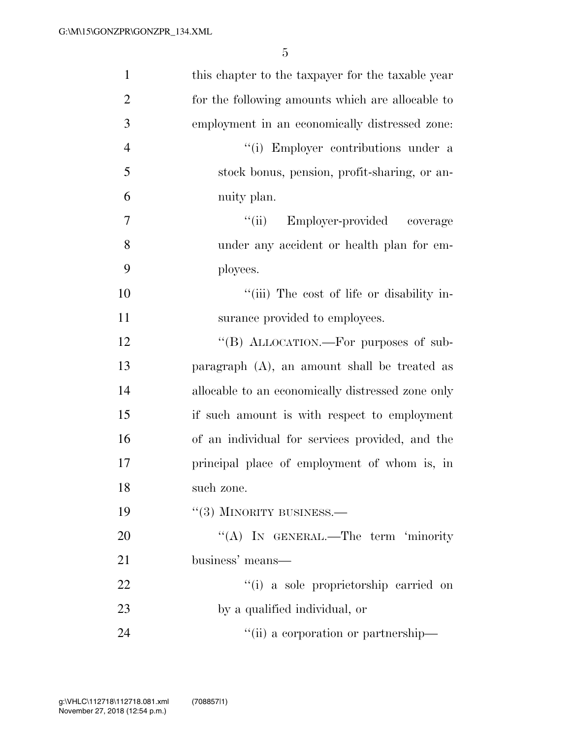this chapter to the taxpayer for the taxable year for the following amounts which are allocable to employment in an economically distressed zone:

"(i) Employer contributions under a stock bonus, pension, profit-sharing, or annuity plan.

"(ii) Employer-provided coverage under any accident or health plan for employees.

"(iii) The cost of life or disability insurance provided to employees.

"(B) ALLOCATION.—For purposes of subparagraph (A), an amount shall be treated as allocable to an economically distressed zone only if such amount is with respect to employment of an individual for services provided, and the principal place of employment of whom is, in such zone.

"(3) MINORITY BUSINESS.—

"(A) IN GENERAL.—The term 'minority business' means—

"(i) a sole proprietorship carried on by a qualified individual, or

"(ii) a corporation or partnership—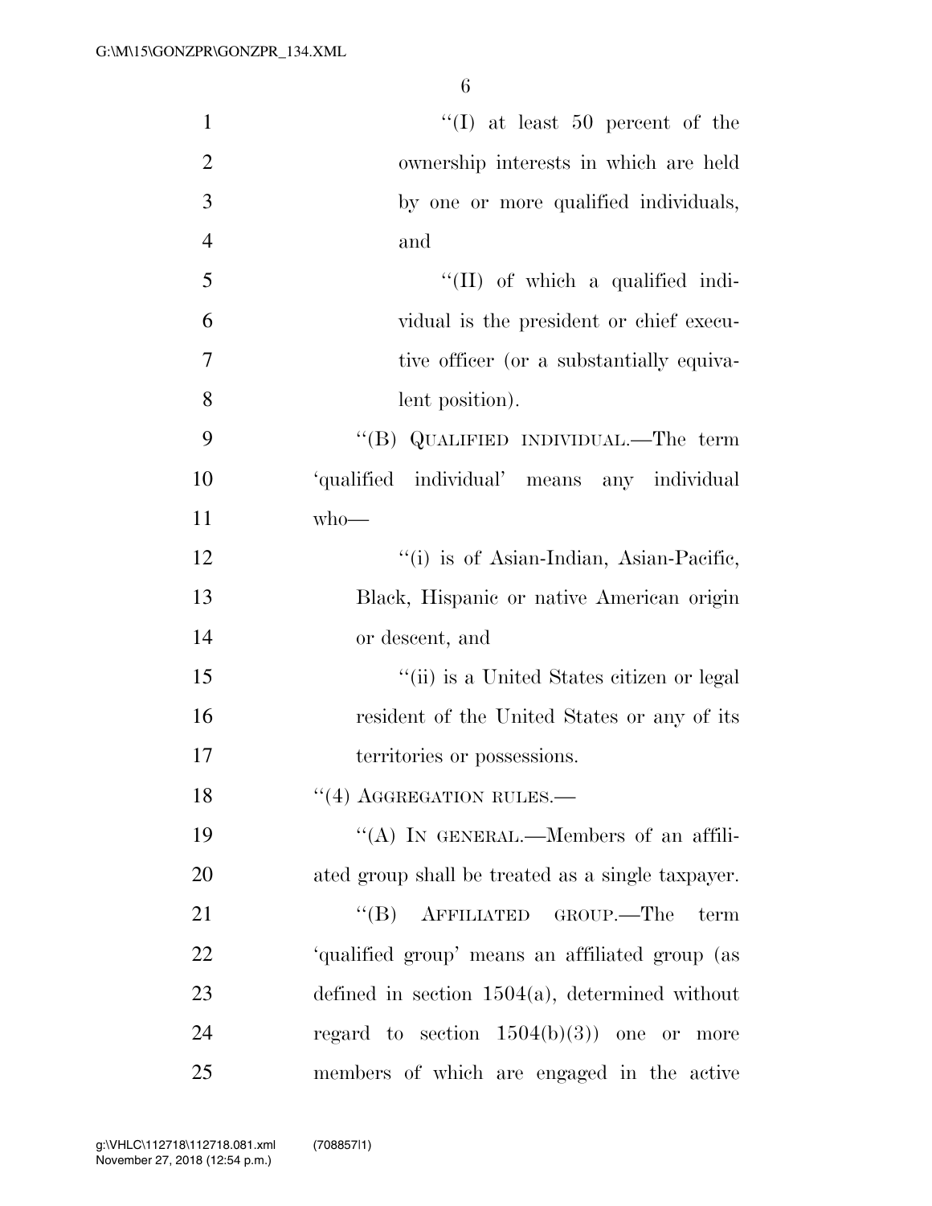"(I) at least 50 percent of the ownership interests in which are held by one or more qualified individuals, and

"(II) of which a qualified individual is the president or chief executive officer (or a substantially equivalent position).

"(B) QUALIFIED INDIVIDUAL.—The term 'qualified individual' means any individual who—

"(i) is of Asian-Indian, Asian-Pacific, Black, Hispanic or native American origin or descent, and

"(ii) is a United States citizen or legal resident of the United States or any of its territories or possessions.

"(4) AGGREGATION RULES.—

"(A) IN GENERAL.—Members of an affiliated group shall be treated as a single taxpayer.

"(B) AFFILIATED GROUP.—The term 'qualified group' means an affiliated group (as defined in section 1504(a), determined without regard to section 1504(b)(3)) one or more members of which are engaged in the active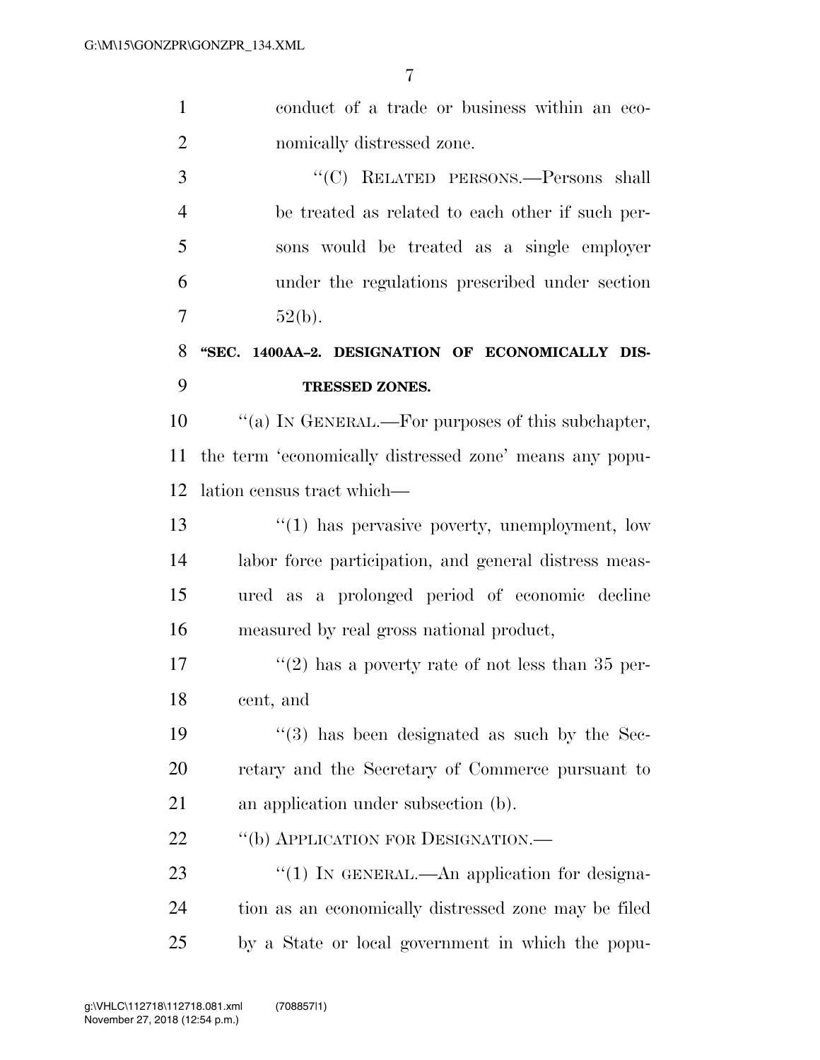conduct of a trade or business within an economically distressed zone.

"(C) RELATED PERSONS.—Persons shall be treated as related to each other if such persons would be treated as a single employer under the regulations prescribed under section 52(b).

**"SEC. 1400AA–2. DESIGNATION OF ECONOMICALLY DISTRESSED ZONES.**

"(a) IN GENERAL.—For purposes of this subchapter, the term 'economically distressed zone' means any population census tract which—

"(1) has pervasive poverty, unemployment, low labor force participation, and general distress measured as a prolonged period of economic decline measured by real gross national product,

"(2) has a poverty rate of not less than 35 percent, and

"(3) has been designated as such by the Secretary and the Secretary of Commerce pursuant to an application under subsection (b).

"(b) APPLICATION FOR DESIGNATION.—

"(1) IN GENERAL.—An application for designation as an economically distressed zone may be filed by a State or local government in which the popu-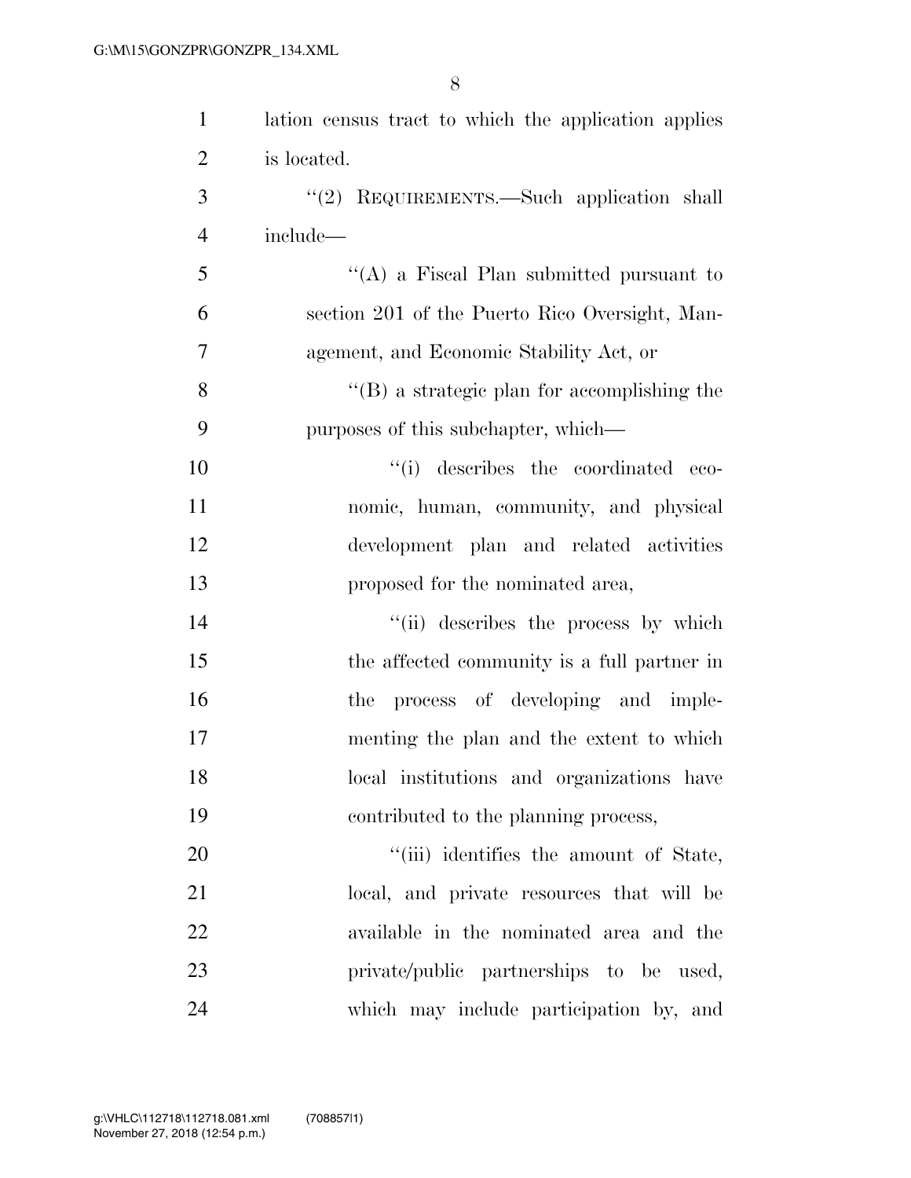lation census tract to which the application applies is located.

"(2) REQUIREMENTS.—Such application shall include—

"(A) a Fiscal Plan submitted pursuant to section 201 of the Puerto Rico Oversight, Management, and Economic Stability Act, or

"(B) a strategic plan for accomplishing the purposes of this subchapter, which—

"(i) describes the coordinated economic, human, community, and physical development plan and related activities proposed for the nominated area,

"(ii) describes the process by which the affected community is a full partner in the process of developing and implementing the plan and the extent to which local institutions and organizations have contributed to the planning process,

"(iii) identifies the amount of State, local, and private resources that will be available in the nominated area and the private/public partnerships to be used, which may include participation by, and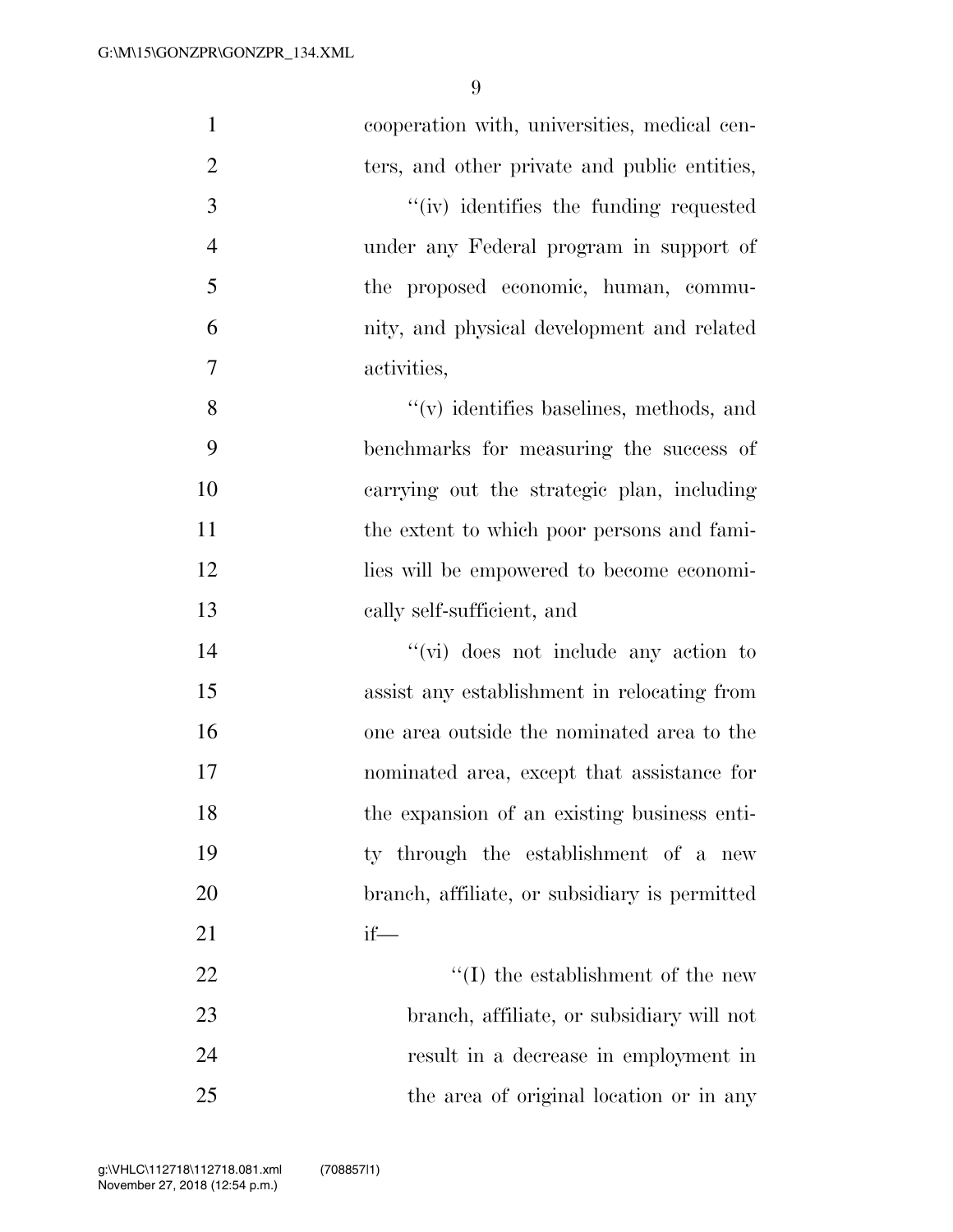cooperation with, universities, medical centers, and other private and public entities,

''(iv) identifies the funding requested under any Federal program in support of the proposed economic, human, community, and physical development and related activities,

''(v) identifies baselines, methods, and benchmarks for measuring the success of carrying out the strategic plan, including the extent to which poor persons and families will be empowered to become economically self-sufficient, and

''(vi) does not include any action to assist any establishment in relocating from one area outside the nominated area to the nominated area, except that assistance for the expansion of an existing business entity through the establishment of a new branch, affiliate, or subsidiary is permitted if—

''(I) the establishment of the new branch, affiliate, or subsidiary will not result in a decrease in employment in the area of original location or in any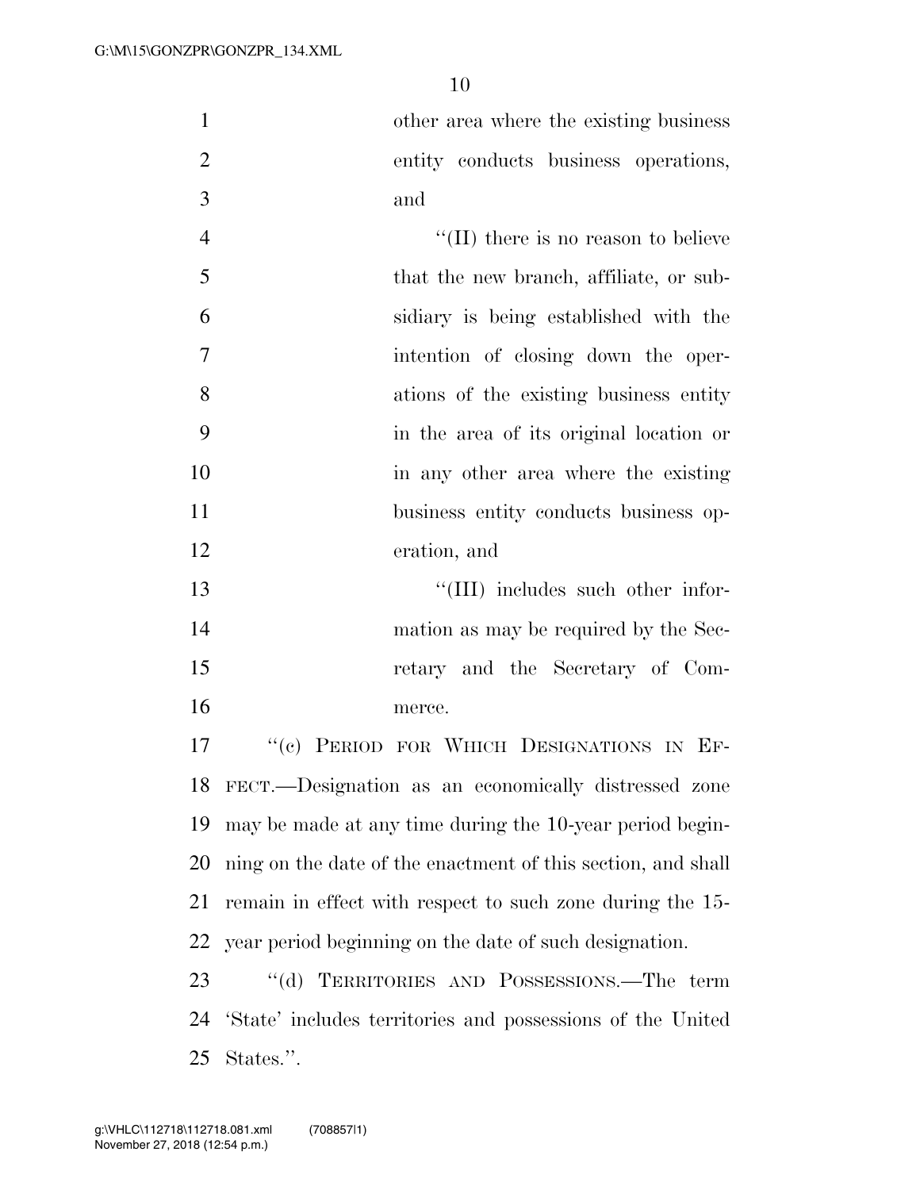other area where the existing business entity conducts business operations, and

"(II) there is no reason to believe that the new branch, affiliate, or subsidiary is being established with the intention of closing down the operations of the existing business entity in the area of its original location or in any other area where the existing business entity conducts business operation, and

"(III) includes such other information as may be required by the Secretary and the Secretary of Commerce.

"(c) PERIOD FOR WHICH DESIGNATIONS IN EFFECT.—Designation as an economically distressed zone may be made at any time during the 10-year period beginning on the date of the enactment of this section, and shall remain in effect with respect to such zone during the 15-year period beginning on the date of such designation.

"(d) TERRITORIES AND POSSESSIONS.—The term 'State' includes territories and possessions of the United States.".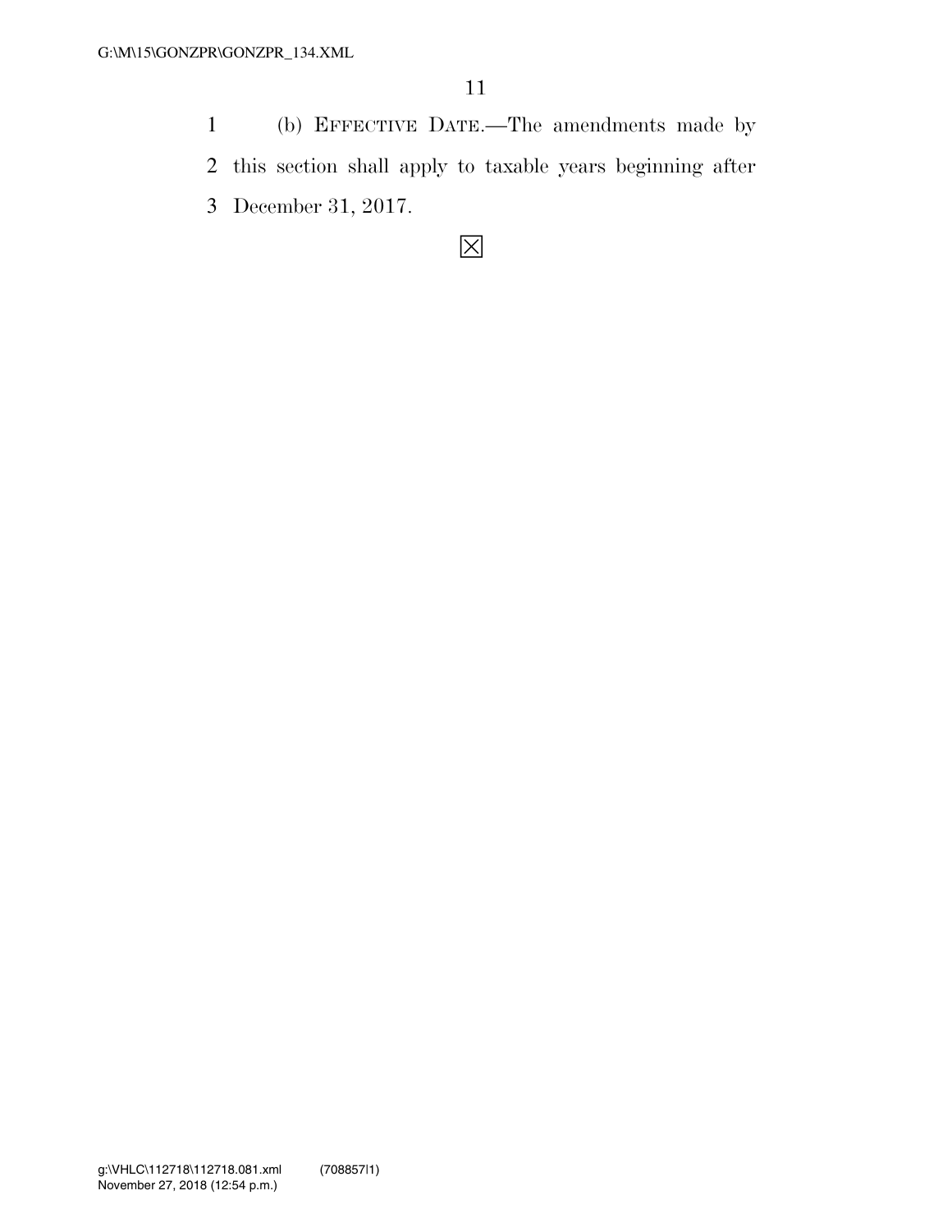(b) EFFECTIVE DATE.—The amendments made by this section shall apply to taxable years beginning after December 31, 2017.